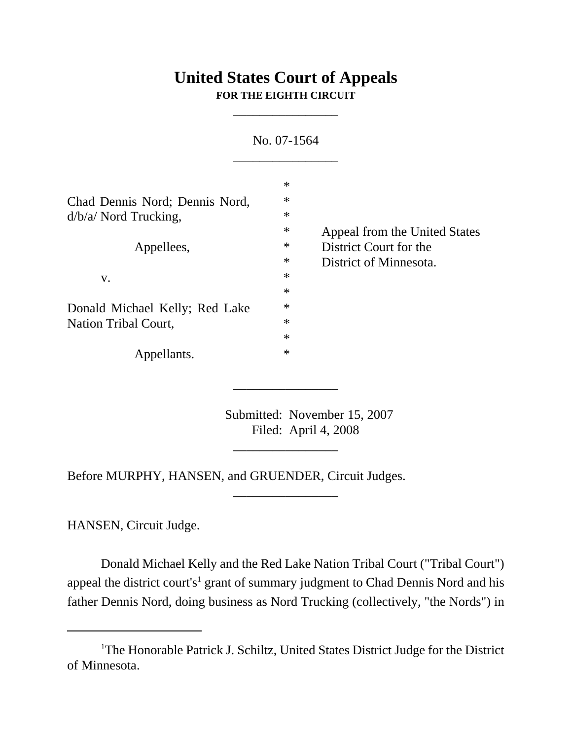# United States Court of Appeals

**FOR THE EIGHTH CIRCUIT**

\_\_\_\_\_\_\_\_\_\_\_\_\_\_\_

No. 07-1564

\_\_\_\_\_\_\_\_\_\_\_\_\_\_\_

| | | |
|---|---|---|
| Chad Dennis Nord; Dennis Nord, d/b/a/ Nord Trucking, | * | |
| Appellees, | * | Appeal from the United States District Court for the District of Minnesota. |
| v. | * | |
| Donald Michael Kelly; Red Lake Nation Tribal Court, | * | |
| Appellants. | * | |

\_\_\_\_\_\_\_\_\_\_\_\_\_\_\_

Submitted: November 15, 2007
Filed: April 4, 2008

\_\_\_\_\_\_\_\_\_\_\_\_\_\_\_

Before MURPHY, HANSEN, and GRUENDER, Circuit Judges.

\_\_\_\_\_\_\_\_\_\_\_\_\_\_\_

HANSEN, Circuit Judge.

Donald Michael Kelly and the Red Lake Nation Tribal Court ("Tribal Court") appeal the district court's[1] grant of summary judgment to Chad Dennis Nord and his father Dennis Nord, doing business as Nord Trucking (collectively, "the Nords") in

---

[1]The Honorable Patrick J. Schiltz, United States District Judge for the District of Minnesota.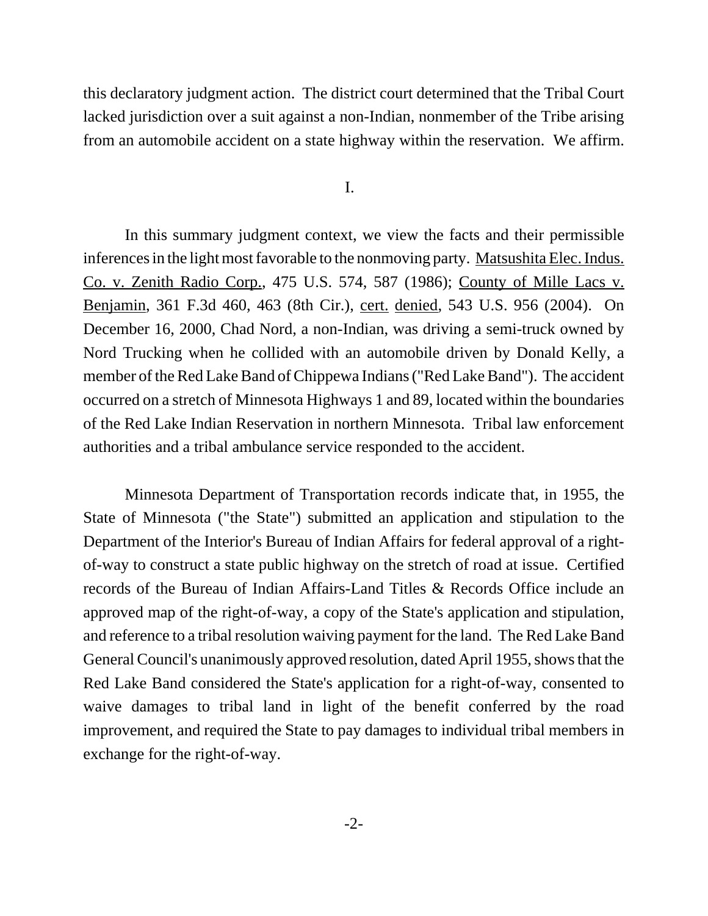this declaratory judgment action. The district court determined that the Tribal Court lacked jurisdiction over a suit against a non-Indian, nonmember of the Tribe arising from an automobile accident on a state highway within the reservation. We affirm.

I.

In this summary judgment context, we view the facts and their permissible inferences in the light most favorable to the nonmoving party. Matsushita Elec. Indus. Co. v. Zenith Radio Corp., 475 U.S. 574, 587 (1986); County of Mille Lacs v. Benjamin, 361 F.3d 460, 463 (8th Cir.), cert. denied, 543 U.S. 956 (2004). On December 16, 2000, Chad Nord, a non-Indian, was driving a semi-truck owned by Nord Trucking when he collided with an automobile driven by Donald Kelly, a member of the Red Lake Band of Chippewa Indians ("Red Lake Band"). The accident occurred on a stretch of Minnesota Highways 1 and 89, located within the boundaries of the Red Lake Indian Reservation in northern Minnesota. Tribal law enforcement authorities and a tribal ambulance service responded to the accident.

Minnesota Department of Transportation records indicate that, in 1955, the State of Minnesota ("the State") submitted an application and stipulation to the Department of the Interior's Bureau of Indian Affairs for federal approval of a right-of-way to construct a state public highway on the stretch of road at issue. Certified records of the Bureau of Indian Affairs-Land Titles & Records Office include an approved map of the right-of-way, a copy of the State's application and stipulation, and reference to a tribal resolution waiving payment for the land. The Red Lake Band General Council's unanimously approved resolution, dated April 1955, shows that the Red Lake Band considered the State's application for a right-of-way, consented to waive damages to tribal land in light of the benefit conferred by the road improvement, and required the State to pay damages to individual tribal members in exchange for the right-of-way.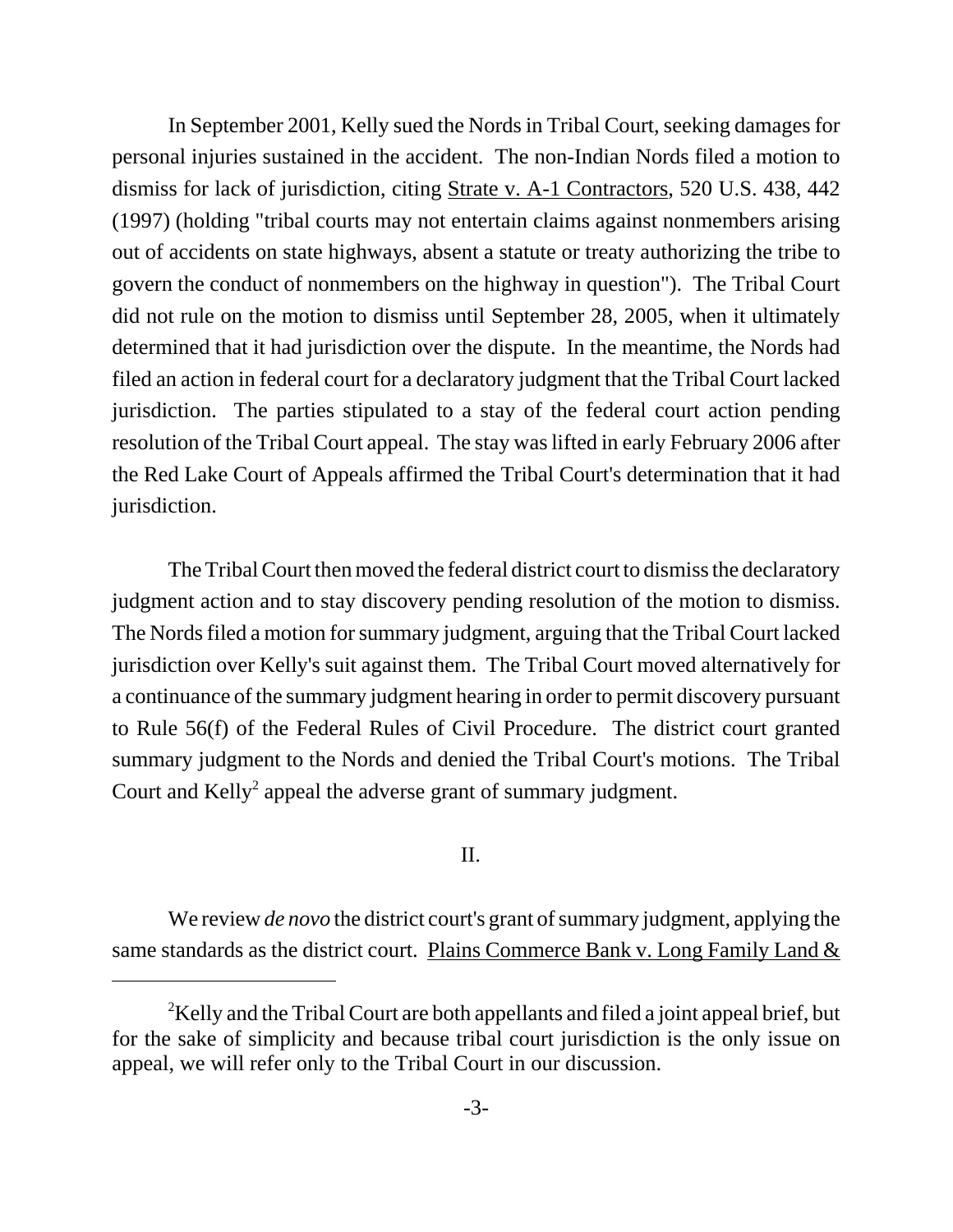In September 2001, Kelly sued the Nords in Tribal Court, seeking damages for personal injuries sustained in the accident. The non-Indian Nords filed a motion to dismiss for lack of jurisdiction, citing Strate v. A-1 Contractors, 520 U.S. 438, 442 (1997) (holding "tribal courts may not entertain claims against nonmembers arising out of accidents on state highways, absent a statute or treaty authorizing the tribe to govern the conduct of nonmembers on the highway in question"). The Tribal Court did not rule on the motion to dismiss until September 28, 2005, when it ultimately determined that it had jurisdiction over the dispute. In the meantime, the Nords had filed an action in federal court for a declaratory judgment that the Tribal Court lacked jurisdiction. The parties stipulated to a stay of the federal court action pending resolution of the Tribal Court appeal. The stay was lifted in early February 2006 after the Red Lake Court of Appeals affirmed the Tribal Court's determination that it had jurisdiction.

The Tribal Court then moved the federal district court to dismiss the declaratory judgment action and to stay discovery pending resolution of the motion to dismiss. The Nords filed a motion for summary judgment, arguing that the Tribal Court lacked jurisdiction over Kelly's suit against them. The Tribal Court moved alternatively for a continuance of the summary judgment hearing in order to permit discovery pursuant to Rule 56(f) of the Federal Rules of Civil Procedure. The district court granted summary judgment to the Nords and denied the Tribal Court's motions. The Tribal Court and Kelly[2] appeal the adverse grant of summary judgment.

## II.

We review *de novo* the district court's grant of summary judgment, applying the same standards as the district court. Plains Commerce Bank v. Long Family Land &

[2]Kelly and the Tribal Court are both appellants and filed a joint appeal brief, but for the sake of simplicity and because tribal court jurisdiction is the only issue on appeal, we will refer only to the Tribal Court in our discussion.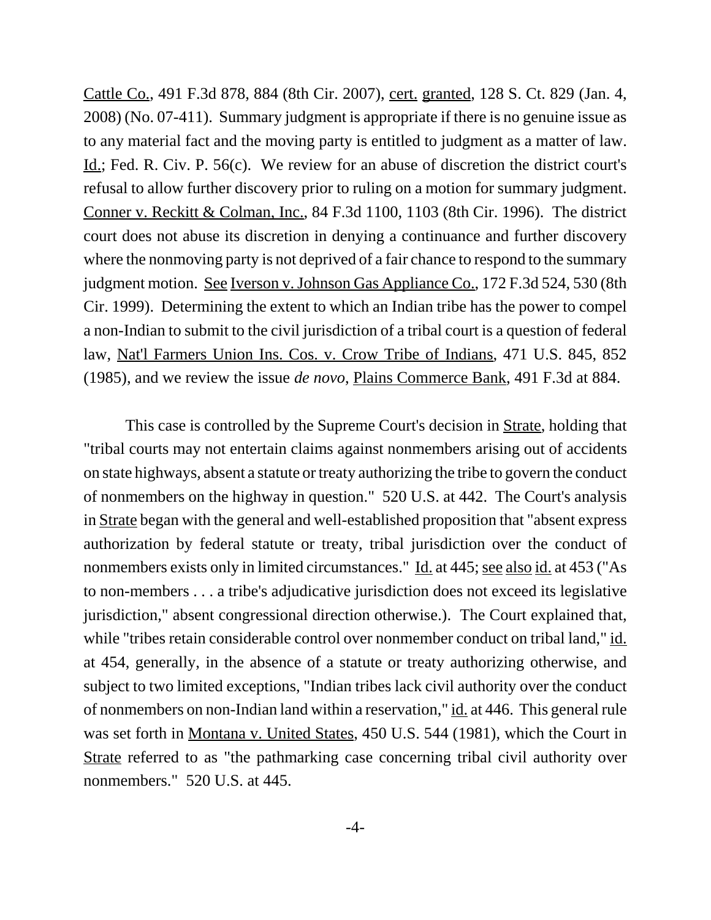Cattle Co., 491 F.3d 878, 884 (8th Cir. 2007), cert. granted, 128 S. Ct. 829 (Jan. 4, 2008) (No. 07-411). Summary judgment is appropriate if there is no genuine issue as to any material fact and the moving party is entitled to judgment as a matter of law. Id.; Fed. R. Civ. P. 56(c). We review for an abuse of discretion the district court's refusal to allow further discovery prior to ruling on a motion for summary judgment. Conner v. Reckitt & Colman, Inc., 84 F.3d 1100, 1103 (8th Cir. 1996). The district court does not abuse its discretion in denying a continuance and further discovery where the nonmoving party is not deprived of a fair chance to respond to the summary judgment motion. See Iverson v. Johnson Gas Appliance Co., 172 F.3d 524, 530 (8th Cir. 1999). Determining the extent to which an Indian tribe has the power to compel a non-Indian to submit to the civil jurisdiction of a tribal court is a question of federal law, Nat'l Farmers Union Ins. Cos. v. Crow Tribe of Indians, 471 U.S. 845, 852 (1985), and we review the issue *de novo*, Plains Commerce Bank, 491 F.3d at 884.

This case is controlled by the Supreme Court's decision in Strate, holding that "tribal courts may not entertain claims against nonmembers arising out of accidents on state highways, absent a statute or treaty authorizing the tribe to govern the conduct of nonmembers on the highway in question." 520 U.S. at 442. The Court's analysis in Strate began with the general and well-established proposition that "absent express authorization by federal statute or treaty, tribal jurisdiction over the conduct of nonmembers exists only in limited circumstances." Id. at 445; see also id. at 453 ("As to non-members . . . a tribe's adjudicative jurisdiction does not exceed its legislative jurisdiction," absent congressional direction otherwise.). The Court explained that, while "tribes retain considerable control over nonmember conduct on tribal land," id. at 454, generally, in the absence of a statute or treaty authorizing otherwise, and subject to two limited exceptions, "Indian tribes lack civil authority over the conduct of nonmembers on non-Indian land within a reservation," id. at 446. This general rule was set forth in Montana v. United States, 450 U.S. 544 (1981), which the Court in Strate referred to as "the pathmarking case concerning tribal civil authority over nonmembers." 520 U.S. at 445.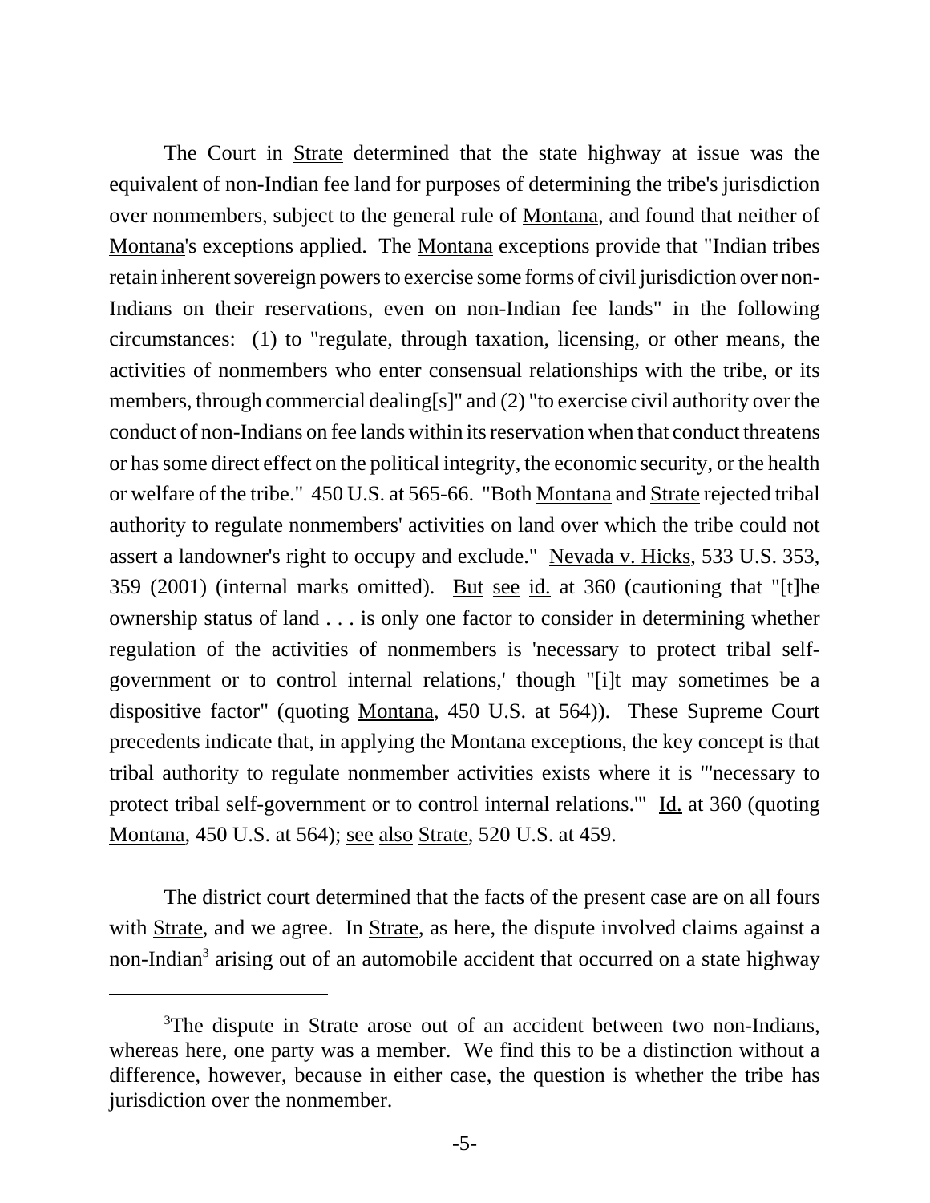The Court in Strate determined that the state highway at issue was the equivalent of non-Indian fee land for purposes of determining the tribe's jurisdiction over nonmembers, subject to the general rule of Montana, and found that neither of Montana's exceptions applied. The Montana exceptions provide that "Indian tribes retain inherent sovereign powers to exercise some forms of civil jurisdiction over non-Indians on their reservations, even on non-Indian fee lands" in the following circumstances: (1) to "regulate, through taxation, licensing, or other means, the activities of nonmembers who enter consensual relationships with the tribe, or its members, through commercial dealing[s]" and (2) "to exercise civil authority over the conduct of non-Indians on fee lands within its reservation when that conduct threatens or has some direct effect on the political integrity, the economic security, or the health or welfare of the tribe." 450 U.S. at 565-66. "Both Montana and Strate rejected tribal authority to regulate nonmembers' activities on land over which the tribe could not assert a landowner's right to occupy and exclude." Nevada v. Hicks, 533 U.S. 353, 359 (2001) (internal marks omitted). But see id. at 360 (cautioning that "[t]he ownership status of land . . . is only one factor to consider in determining whether regulation of the activities of nonmembers is 'necessary to protect tribal self-government or to control internal relations,' though "[i]t may sometimes be a dispositive factor" (quoting Montana, 450 U.S. at 564)). These Supreme Court precedents indicate that, in applying the Montana exceptions, the key concept is that tribal authority to regulate nonmember activities exists where it is "'necessary to protect tribal self-government or to control internal relations.'" Id. at 360 (quoting Montana, 450 U.S. at 564); see also Strate, 520 U.S. at 459.

The district court determined that the facts of the present case are on all fours with Strate, and we agree. In Strate, as here, the dispute involved claims against a non-Indian[3] arising out of an automobile accident that occurred on a state highway

[3]The dispute in Strate arose out of an accident between two non-Indians, whereas here, one party was a member. We find this to be a distinction without a difference, however, because in either case, the question is whether the tribe has jurisdiction over the nonmember.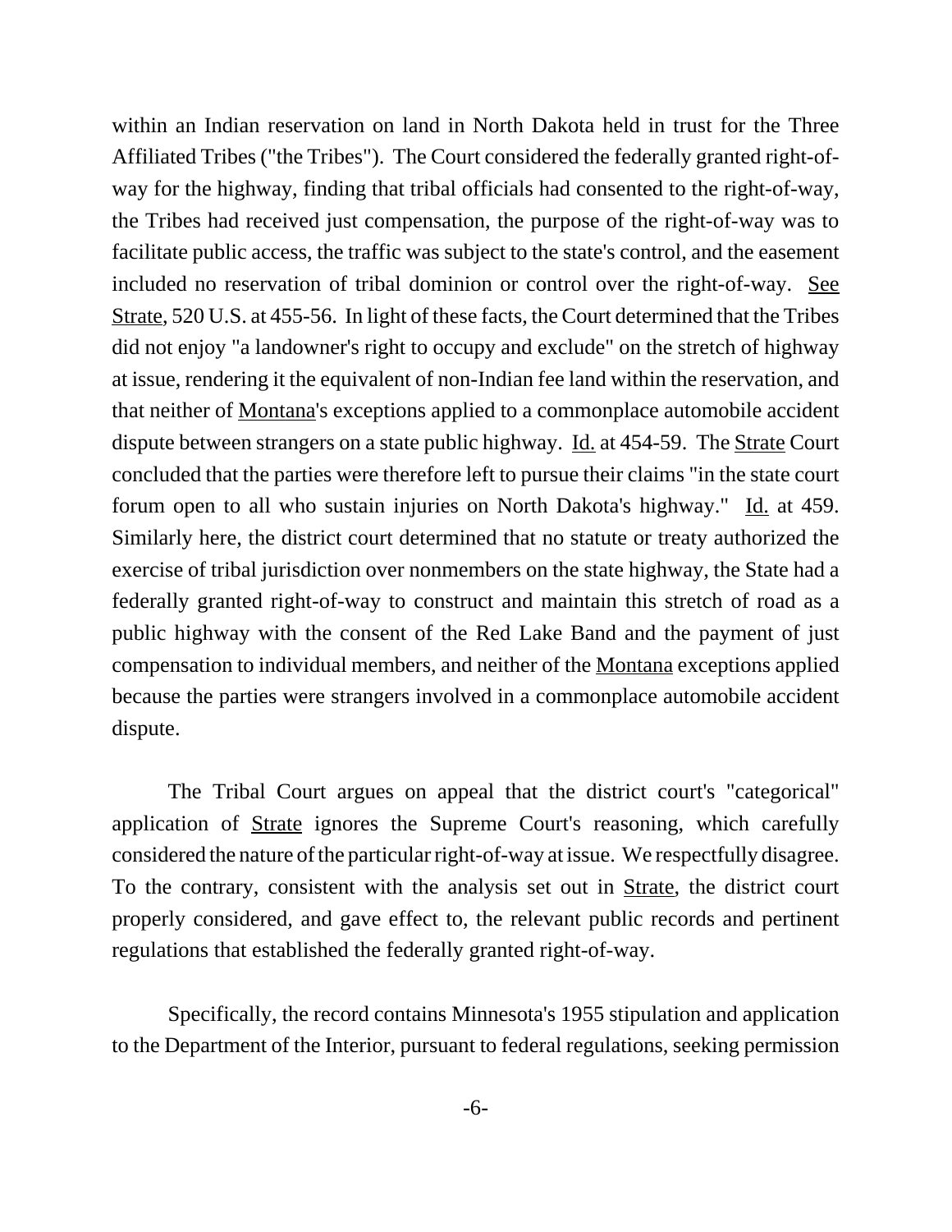within an Indian reservation on land in North Dakota held in trust for the Three Affiliated Tribes ("the Tribes"). The Court considered the federally granted right-of-way for the highway, finding that tribal officials had consented to the right-of-way, the Tribes had received just compensation, the purpose of the right-of-way was to facilitate public access, the traffic was subject to the state's control, and the easement included no reservation of tribal dominion or control over the right-of-way. See Strate, 520 U.S. at 455-56. In light of these facts, the Court determined that the Tribes did not enjoy "a landowner's right to occupy and exclude" on the stretch of highway at issue, rendering it the equivalent of non-Indian fee land within the reservation, and that neither of Montana's exceptions applied to a commonplace automobile accident dispute between strangers on a state public highway. Id. at 454-59. The Strate Court concluded that the parties were therefore left to pursue their claims "in the state court forum open to all who sustain injuries on North Dakota's highway." Id. at 459. Similarly here, the district court determined that no statute or treaty authorized the exercise of tribal jurisdiction over nonmembers on the state highway, the State had a federally granted right-of-way to construct and maintain this stretch of road as a public highway with the consent of the Red Lake Band and the payment of just compensation to individual members, and neither of the Montana exceptions applied because the parties were strangers involved in a commonplace automobile accident dispute.

The Tribal Court argues on appeal that the district court's "categorical" application of Strate ignores the Supreme Court's reasoning, which carefully considered the nature of the particular right-of-way at issue. We respectfully disagree. To the contrary, consistent with the analysis set out in Strate, the district court properly considered, and gave effect to, the relevant public records and pertinent regulations that established the federally granted right-of-way.

Specifically, the record contains Minnesota's 1955 stipulation and application to the Department of the Interior, pursuant to federal regulations, seeking permission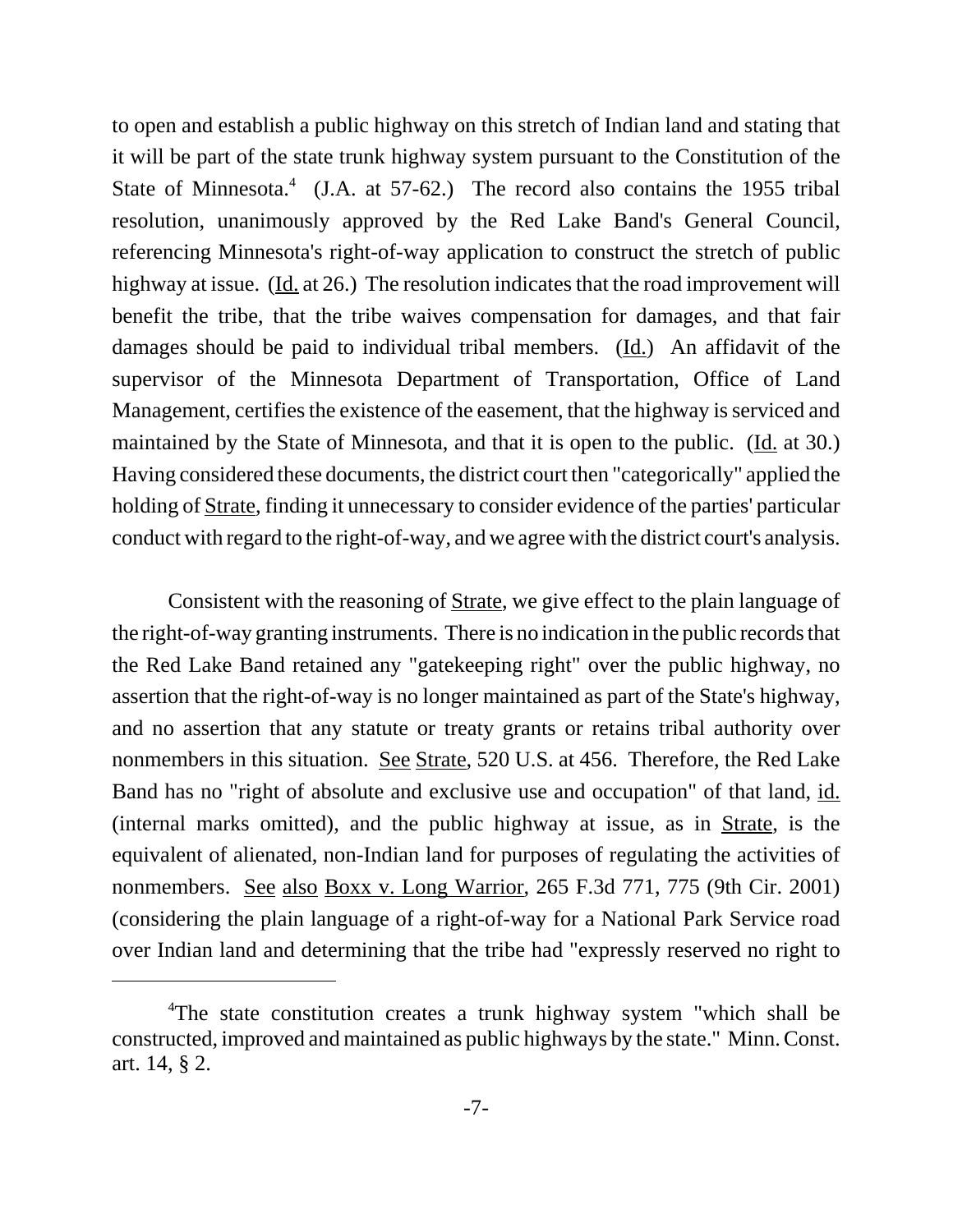to open and establish a public highway on this stretch of Indian land and stating that it will be part of the state trunk highway system pursuant to the Constitution of the State of Minnesota.[4] (J.A. at 57-62.) The record also contains the 1955 tribal resolution, unanimously approved by the Red Lake Band's General Council, referencing Minnesota's right-of-way application to construct the stretch of public highway at issue. (Id. at 26.) The resolution indicates that the road improvement will benefit the tribe, that the tribe waives compensation for damages, and that fair damages should be paid to individual tribal members. (Id.) An affidavit of the supervisor of the Minnesota Department of Transportation, Office of Land Management, certifies the existence of the easement, that the highway is serviced and maintained by the State of Minnesota, and that it is open to the public. (Id. at 30.) Having considered these documents, the district court then "categorically" applied the holding of Strate, finding it unnecessary to consider evidence of the parties' particular conduct with regard to the right-of-way, and we agree with the district court's analysis.

Consistent with the reasoning of Strate, we give effect to the plain language of the right-of-way granting instruments. There is no indication in the public records that the Red Lake Band retained any "gatekeeping right" over the public highway, no assertion that the right-of-way is no longer maintained as part of the State's highway, and no assertion that any statute or treaty grants or retains tribal authority over nonmembers in this situation. See Strate, 520 U.S. at 456. Therefore, the Red Lake Band has no "right of absolute and exclusive use and occupation" of that land, id. (internal marks omitted), and the public highway at issue, as in Strate, is the equivalent of alienated, non-Indian land for purposes of regulating the activities of nonmembers. See also Boxx v. Long Warrior, 265 F.3d 771, 775 (9th Cir. 2001) (considering the plain language of a right-of-way for a National Park Service road over Indian land and determining that the tribe had "expressly reserved no right to

---

[4]The state constitution creates a trunk highway system "which shall be constructed, improved and maintained as public highways by the state." Minn. Const. art. 14, § 2.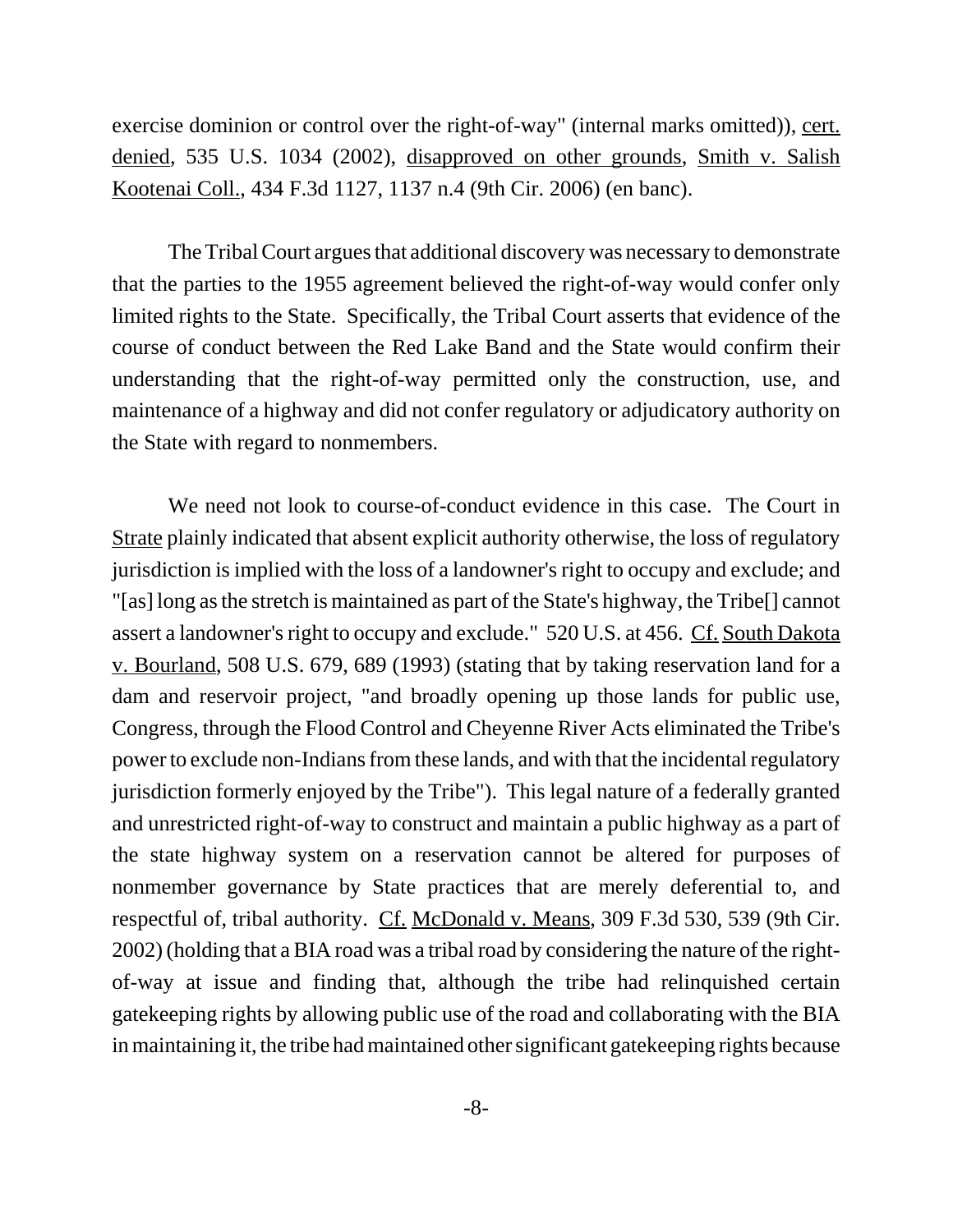exercise dominion or control over the right-of-way" (internal marks omitted)), cert. denied, 535 U.S. 1034 (2002), disapproved on other grounds, Smith v. Salish Kootenai Coll., 434 F.3d 1127, 1137 n.4 (9th Cir. 2006) (en banc).

The Tribal Court argues that additional discovery was necessary to demonstrate that the parties to the 1955 agreement believed the right-of-way would confer only limited rights to the State. Specifically, the Tribal Court asserts that evidence of the course of conduct between the Red Lake Band and the State would confirm their understanding that the right-of-way permitted only the construction, use, and maintenance of a highway and did not confer regulatory or adjudicatory authority on the State with regard to nonmembers.

We need not look to course-of-conduct evidence in this case. The Court in Strate plainly indicated that absent explicit authority otherwise, the loss of regulatory jurisdiction is implied with the loss of a landowner's right to occupy and exclude; and "[as] long as the stretch is maintained as part of the State's highway, the Tribe[] cannot assert a landowner's right to occupy and exclude." 520 U.S. at 456. Cf. South Dakota v. Bourland, 508 U.S. 679, 689 (1993) (stating that by taking reservation land for a dam and reservoir project, "and broadly opening up those lands for public use, Congress, through the Flood Control and Cheyenne River Acts eliminated the Tribe's power to exclude non-Indians from these lands, and with that the incidental regulatory jurisdiction formerly enjoyed by the Tribe"). This legal nature of a federally granted and unrestricted right-of-way to construct and maintain a public highway as a part of the state highway system on a reservation cannot be altered for purposes of nonmember governance by State practices that are merely deferential to, and respectful of, tribal authority. Cf. McDonald v. Means, 309 F.3d 530, 539 (9th Cir. 2002) (holding that a BIA road was a tribal road by considering the nature of the right-of-way at issue and finding that, although the tribe had relinquished certain gatekeeping rights by allowing public use of the road and collaborating with the BIA in maintaining it, the tribe had maintained other significant gatekeeping rights because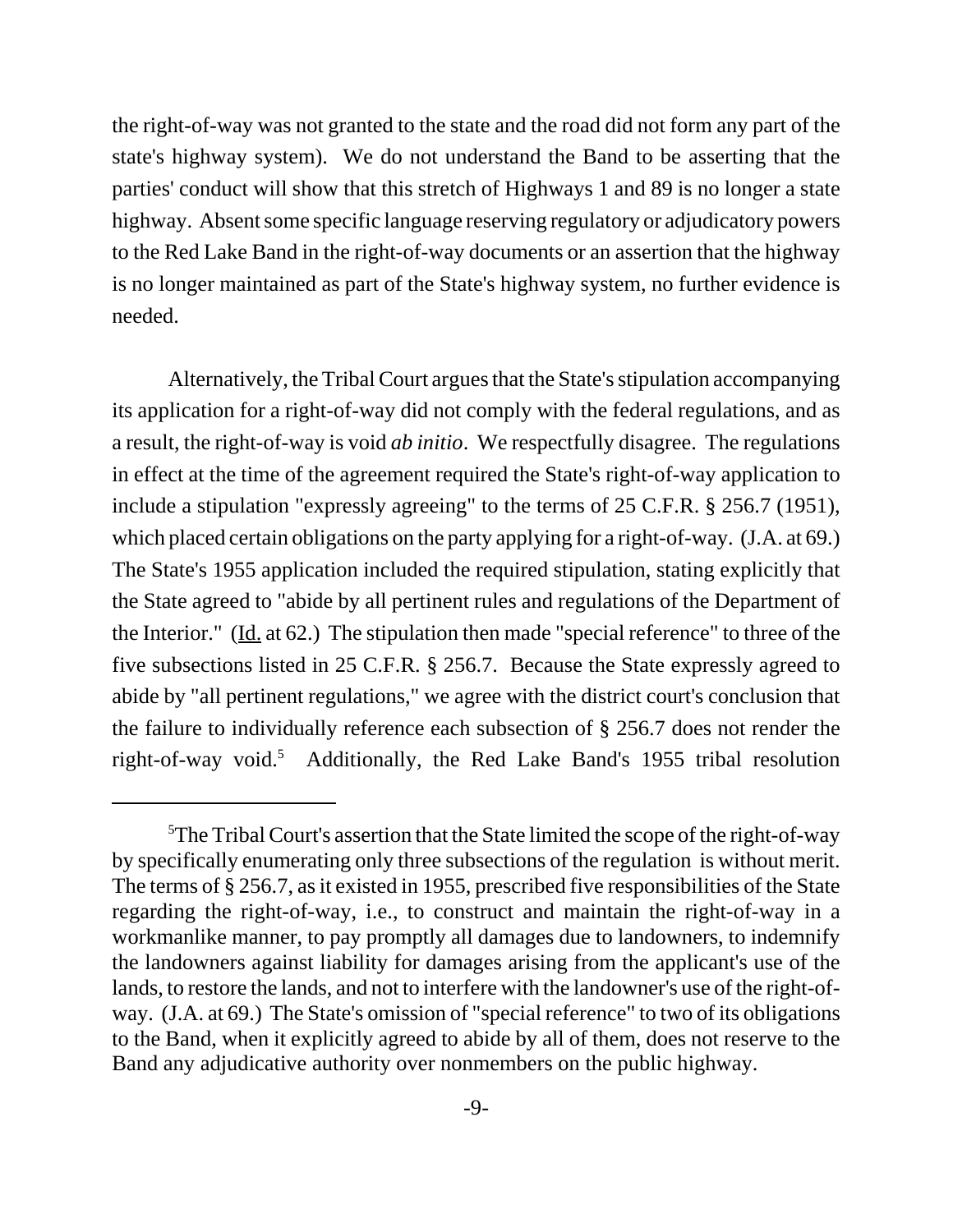the right-of-way was not granted to the state and the road did not form any part of the state's highway system). We do not understand the Band to be asserting that the parties' conduct will show that this stretch of Highways 1 and 89 is no longer a state highway. Absent some specific language reserving regulatory or adjudicatory powers to the Red Lake Band in the right-of-way documents or an assertion that the highway is no longer maintained as part of the State's highway system, no further evidence is needed.

Alternatively, the Tribal Court argues that the State's stipulation accompanying its application for a right-of-way did not comply with the federal regulations, and as a result, the right-of-way is void *ab initio*. We respectfully disagree. The regulations in effect at the time of the agreement required the State's right-of-way application to include a stipulation "expressly agreeing" to the terms of 25 C.F.R. § 256.7 (1951), which placed certain obligations on the party applying for a right-of-way. (J.A. at 69.) The State's 1955 application included the required stipulation, stating explicitly that the State agreed to "abide by all pertinent rules and regulations of the Department of the Interior." (Id. at 62.) The stipulation then made "special reference" to three of the five subsections listed in 25 C.F.R. § 256.7. Because the State expressly agreed to abide by "all pertinent regulations," we agree with the district court's conclusion that the failure to individually reference each subsection of § 256.7 does not render the right-of-way void.[5] Additionally, the Red Lake Band's 1955 tribal resolution

---

[5]The Tribal Court's assertion that the State limited the scope of the right-of-way by specifically enumerating only three subsections of the regulation is without merit. The terms of § 256.7, as it existed in 1955, prescribed five responsibilities of the State regarding the right-of-way, i.e., to construct and maintain the right-of-way in a workmanlike manner, to pay promptly all damages due to landowners, to indemnify the landowners against liability for damages arising from the applicant's use of the lands, to restore the lands, and not to interfere with the landowner's use of the right-of-way. (J.A. at 69.) The State's omission of "special reference" to two of its obligations to the Band, when it explicitly agreed to abide by all of them, does not reserve to the Band any adjudicative authority over nonmembers on the public highway.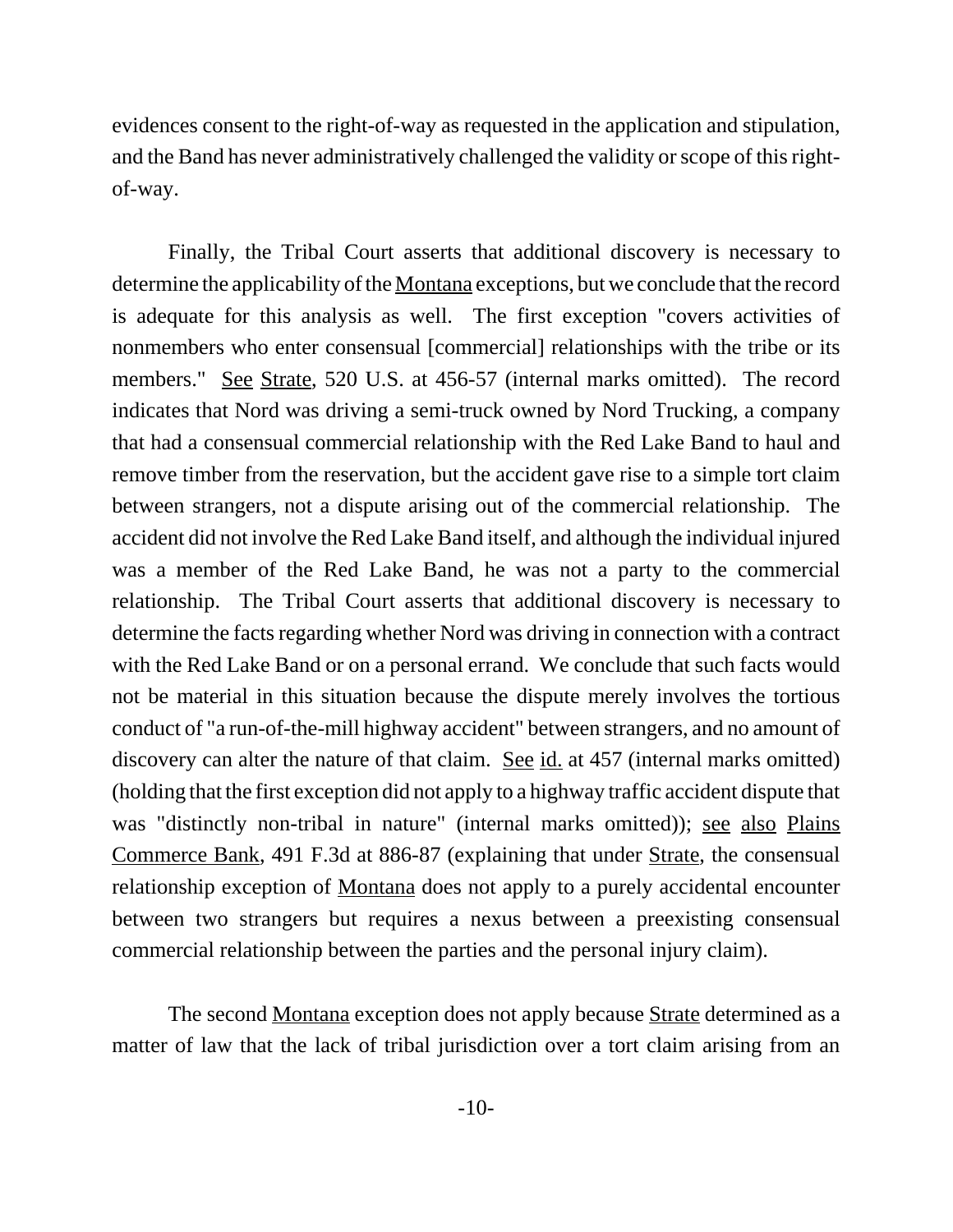evidences consent to the right-of-way as requested in the application and stipulation, and the Band has never administratively challenged the validity or scope of this right-of-way.

Finally, the Tribal Court asserts that additional discovery is necessary to determine the applicability of the Montana exceptions, but we conclude that the record is adequate for this analysis as well. The first exception "covers activities of nonmembers who enter consensual [commercial] relationships with the tribe or its members." See Strate, 520 U.S. at 456-57 (internal marks omitted). The record indicates that Nord was driving a semi-truck owned by Nord Trucking, a company that had a consensual commercial relationship with the Red Lake Band to haul and remove timber from the reservation, but the accident gave rise to a simple tort claim between strangers, not a dispute arising out of the commercial relationship. The accident did not involve the Red Lake Band itself, and although the individual injured was a member of the Red Lake Band, he was not a party to the commercial relationship. The Tribal Court asserts that additional discovery is necessary to determine the facts regarding whether Nord was driving in connection with a contract with the Red Lake Band or on a personal errand. We conclude that such facts would not be material in this situation because the dispute merely involves the tortious conduct of "a run-of-the-mill highway accident" between strangers, and no amount of discovery can alter the nature of that claim. See id. at 457 (internal marks omitted) (holding that the first exception did not apply to a highway traffic accident dispute that was "distinctly non-tribal in nature" (internal marks omitted)); see also Plains Commerce Bank, 491 F.3d at 886-87 (explaining that under Strate, the consensual relationship exception of Montana does not apply to a purely accidental encounter between two strangers but requires a nexus between a preexisting consensual commercial relationship between the parties and the personal injury claim).

The second Montana exception does not apply because Strate determined as a matter of law that the lack of tribal jurisdiction over a tort claim arising from an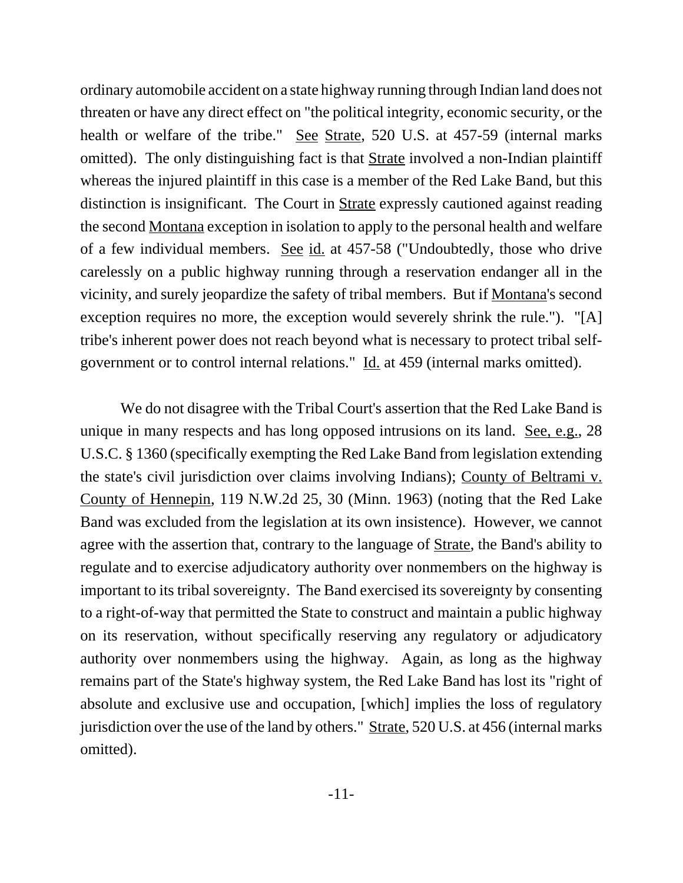ordinary automobile accident on a state highway running through Indian land does not threaten or have any direct effect on "the political integrity, economic security, or the health or welfare of the tribe." See Strate, 520 U.S. at 457-59 (internal marks omitted). The only distinguishing fact is that Strate involved a non-Indian plaintiff whereas the injured plaintiff in this case is a member of the Red Lake Band, but this distinction is insignificant. The Court in Strate expressly cautioned against reading the second Montana exception in isolation to apply to the personal health and welfare of a few individual members. See id. at 457-58 ("Undoubtedly, those who drive carelessly on a public highway running through a reservation endanger all in the vicinity, and surely jeopardize the safety of tribal members. But if Montana's second exception requires no more, the exception would severely shrink the rule."). "[A] tribe's inherent power does not reach beyond what is necessary to protect tribal self-government or to control internal relations." Id. at 459 (internal marks omitted).

We do not disagree with the Tribal Court's assertion that the Red Lake Band is unique in many respects and has long opposed intrusions on its land. See, e.g., 28 U.S.C. § 1360 (specifically exempting the Red Lake Band from legislation extending the state's civil jurisdiction over claims involving Indians); County of Beltrami v. County of Hennepin, 119 N.W.2d 25, 30 (Minn. 1963) (noting that the Red Lake Band was excluded from the legislation at its own insistence). However, we cannot agree with the assertion that, contrary to the language of Strate, the Band's ability to regulate and to exercise adjudicatory authority over nonmembers on the highway is important to its tribal sovereignty. The Band exercised its sovereignty by consenting to a right-of-way that permitted the State to construct and maintain a public highway on its reservation, without specifically reserving any regulatory or adjudicatory authority over nonmembers using the highway. Again, as long as the highway remains part of the State's highway system, the Red Lake Band has lost its "right of absolute and exclusive use and occupation, [which] implies the loss of regulatory jurisdiction over the use of the land by others." Strate, 520 U.S. at 456 (internal marks omitted).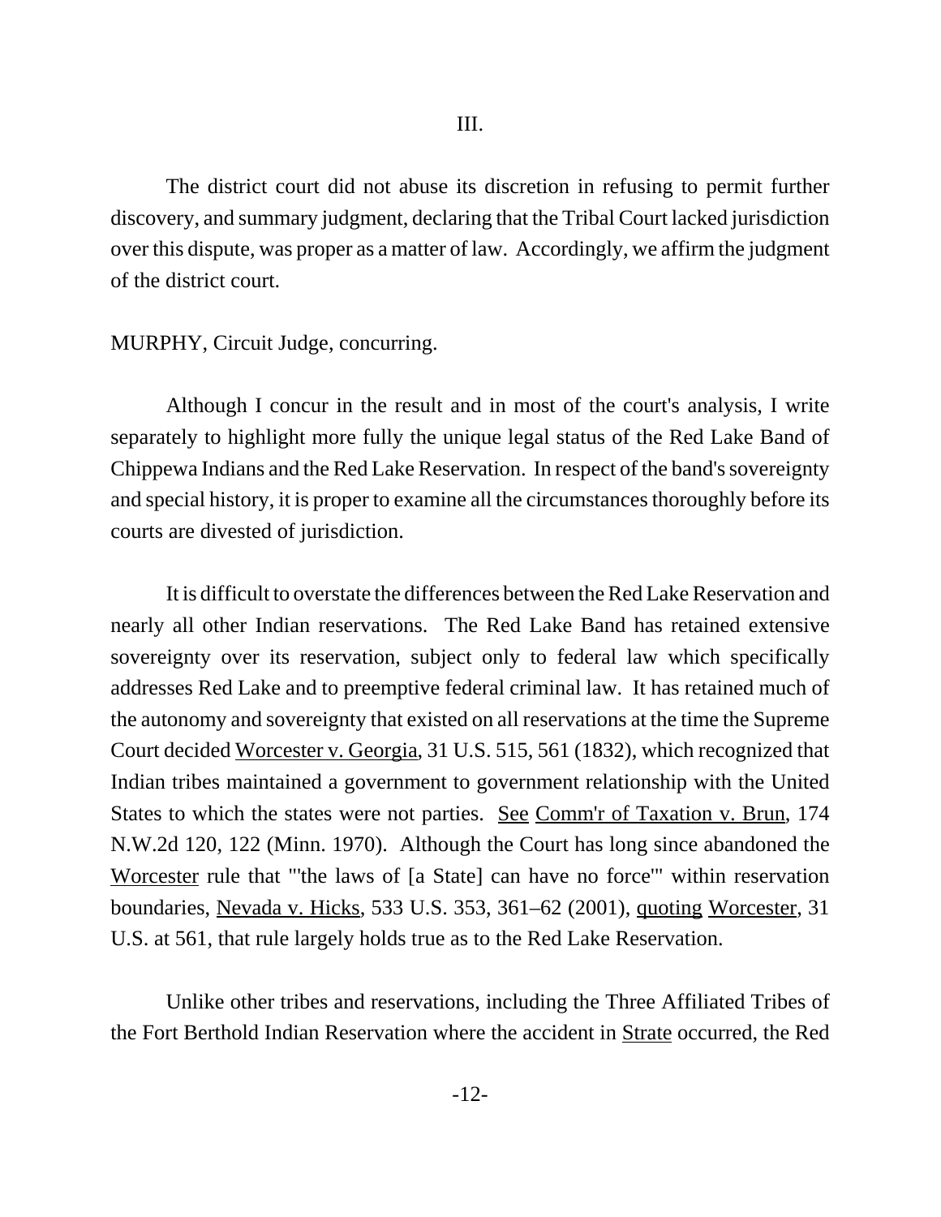III.

The district court did not abuse its discretion in refusing to permit further discovery, and summary judgment, declaring that the Tribal Court lacked jurisdiction over this dispute, was proper as a matter of law. Accordingly, we affirm the judgment of the district court.

MURPHY, Circuit Judge, concurring.

Although I concur in the result and in most of the court's analysis, I write separately to highlight more fully the unique legal status of the Red Lake Band of Chippewa Indians and the Red Lake Reservation. In respect of the band's sovereignty and special history, it is proper to examine all the circumstances thoroughly before its courts are divested of jurisdiction.

It is difficult to overstate the differences between the Red Lake Reservation and nearly all other Indian reservations. The Red Lake Band has retained extensive sovereignty over its reservation, subject only to federal law which specifically addresses Red Lake and to preemptive federal criminal law. It has retained much of the autonomy and sovereignty that existed on all reservations at the time the Supreme Court decided Worcester v. Georgia, 31 U.S. 515, 561 (1832), which recognized that Indian tribes maintained a government to government relationship with the United States to which the states were not parties. See Comm'r of Taxation v. Brun, 174 N.W.2d 120, 122 (Minn. 1970). Although the Court has long since abandoned the Worcester rule that "'the laws of [a State] can have no force'" within reservation boundaries, Nevada v. Hicks, 533 U.S. 353, 361–62 (2001), quoting Worcester, 31 U.S. at 561, that rule largely holds true as to the Red Lake Reservation.

Unlike other tribes and reservations, including the Three Affiliated Tribes of the Fort Berthold Indian Reservation where the accident in Strate occurred, the Red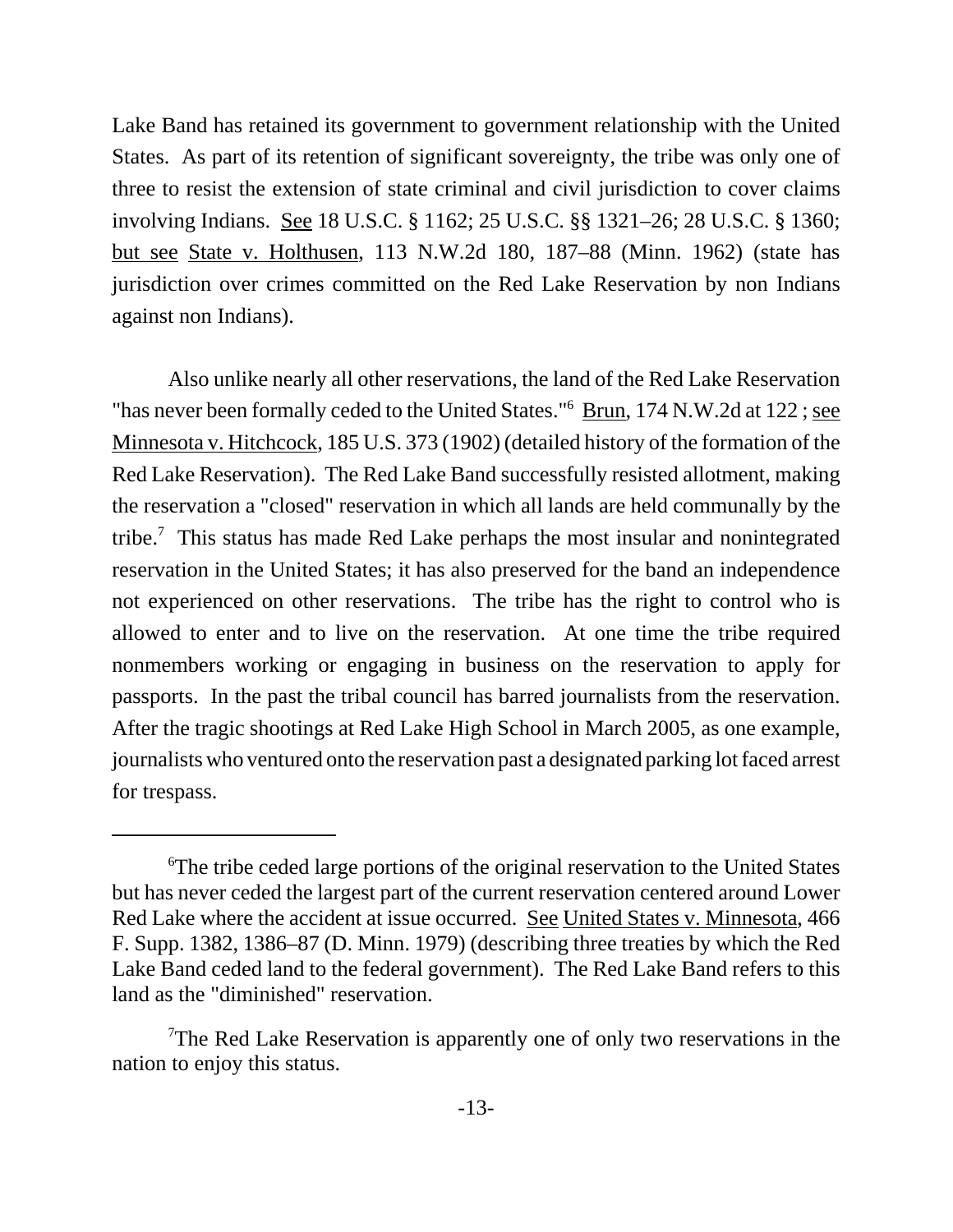Lake Band has retained its government to government relationship with the United States. As part of its retention of significant sovereignty, the tribe was only one of three to resist the extension of state criminal and civil jurisdiction to cover claims involving Indians. See 18 U.S.C. § 1162; 25 U.S.C. §§ 1321–26; 28 U.S.C. § 1360; but see State v. Holthusen, 113 N.W.2d 180, 187–88 (Minn. 1962) (state has jurisdiction over crimes committed on the Red Lake Reservation by non Indians against non Indians).

Also unlike nearly all other reservations, the land of the Red Lake Reservation "has never been formally ceded to the United States."[6] Brun, 174 N.W.2d at 122 ; see Minnesota v. Hitchcock, 185 U.S. 373 (1902) (detailed history of the formation of the Red Lake Reservation). The Red Lake Band successfully resisted allotment, making the reservation a "closed" reservation in which all lands are held communally by the tribe.[7] This status has made Red Lake perhaps the most insular and nonintegrated reservation in the United States; it has also preserved for the band an independence not experienced on other reservations. The tribe has the right to control who is allowed to enter and to live on the reservation. At one time the tribe required nonmembers working or engaging in business on the reservation to apply for passports. In the past the tribal council has barred journalists from the reservation. After the tragic shootings at Red Lake High School in March 2005, as one example, journalists who ventured onto the reservation past a designated parking lot faced arrest for trespass.

---

[6]The tribe ceded large portions of the original reservation to the United States but has never ceded the largest part of the current reservation centered around Lower Red Lake where the accident at issue occurred. See United States v. Minnesota, 466 F. Supp. 1382, 1386–87 (D. Minn. 1979) (describing three treaties by which the Red Lake Band ceded land to the federal government). The Red Lake Band refers to this land as the "diminished" reservation.

[7]The Red Lake Reservation is apparently one of only two reservations in the nation to enjoy this status.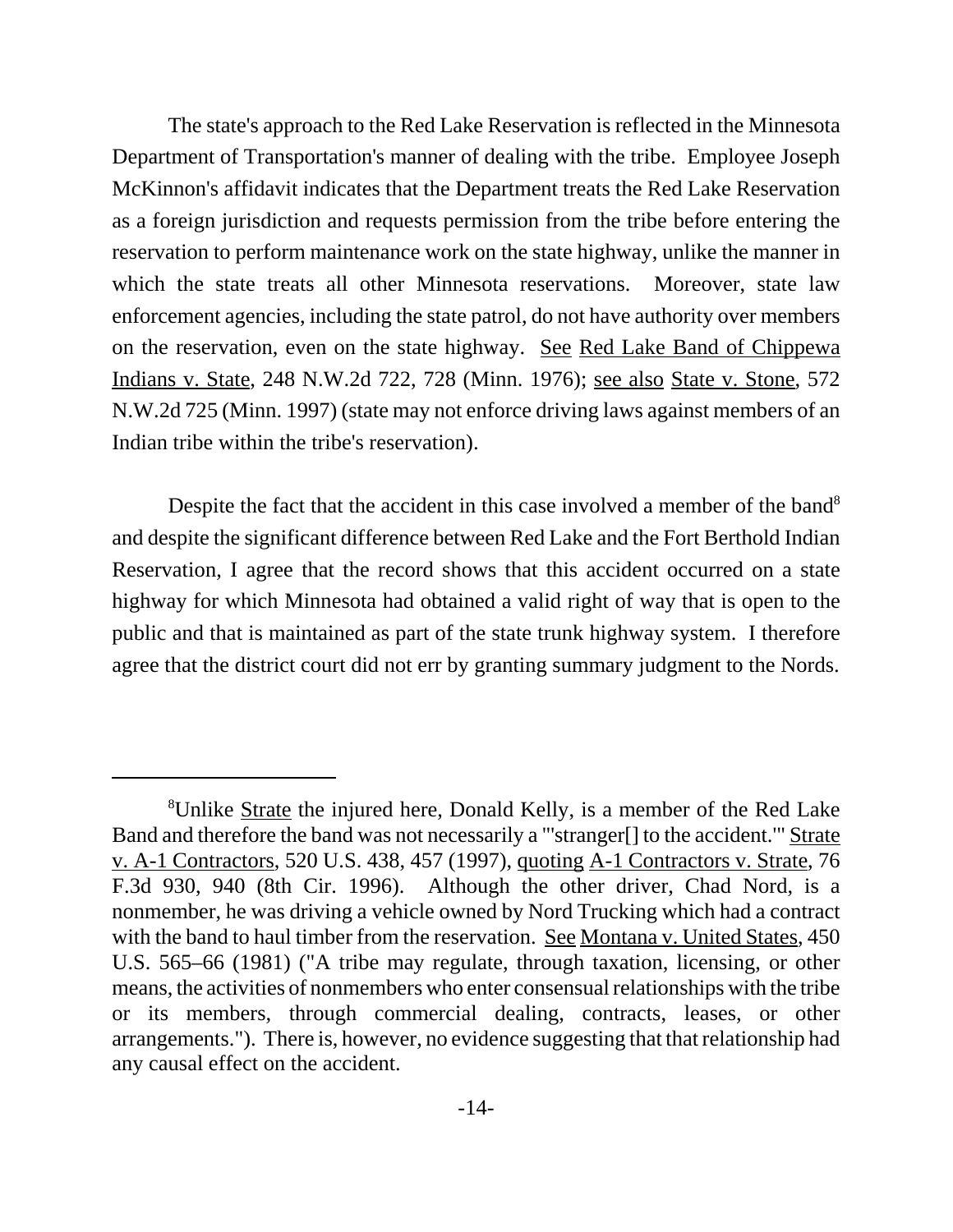The state's approach to the Red Lake Reservation is reflected in the Minnesota Department of Transportation's manner of dealing with the tribe. Employee Joseph McKinnon's affidavit indicates that the Department treats the Red Lake Reservation as a foreign jurisdiction and requests permission from the tribe before entering the reservation to perform maintenance work on the state highway, unlike the manner in which the state treats all other Minnesota reservations. Moreover, state law enforcement agencies, including the state patrol, do not have authority over members on the reservation, even on the state highway. See Red Lake Band of Chippewa Indians v. State, 248 N.W.2d 722, 728 (Minn. 1976); see also State v. Stone, 572 N.W.2d 725 (Minn. 1997) (state may not enforce driving laws against members of an Indian tribe within the tribe's reservation).

Despite the fact that the accident in this case involved a member of the band[8] and despite the significant difference between Red Lake and the Fort Berthold Indian Reservation, I agree that the record shows that this accident occurred on a state highway for which Minnesota had obtained a valid right of way that is open to the public and that is maintained as part of the state trunk highway system. I therefore agree that the district court did not err by granting summary judgment to the Nords.

---

[8]Unlike Strate the injured here, Donald Kelly, is a member of the Red Lake Band and therefore the band was not necessarily a "'stranger[] to the accident.'" Strate v. A-1 Contractors, 520 U.S. 438, 457 (1997), quoting A-1 Contractors v. Strate, 76 F.3d 930, 940 (8th Cir. 1996). Although the other driver, Chad Nord, is a nonmember, he was driving a vehicle owned by Nord Trucking which had a contract with the band to haul timber from the reservation. See Montana v. United States, 450 U.S. 565–66 (1981) ("A tribe may regulate, through taxation, licensing, or other means, the activities of nonmembers who enter consensual relationships with the tribe or its members, through commercial dealing, contracts, leases, or other arrangements."). There is, however, no evidence suggesting that that relationship had any causal effect on the accident.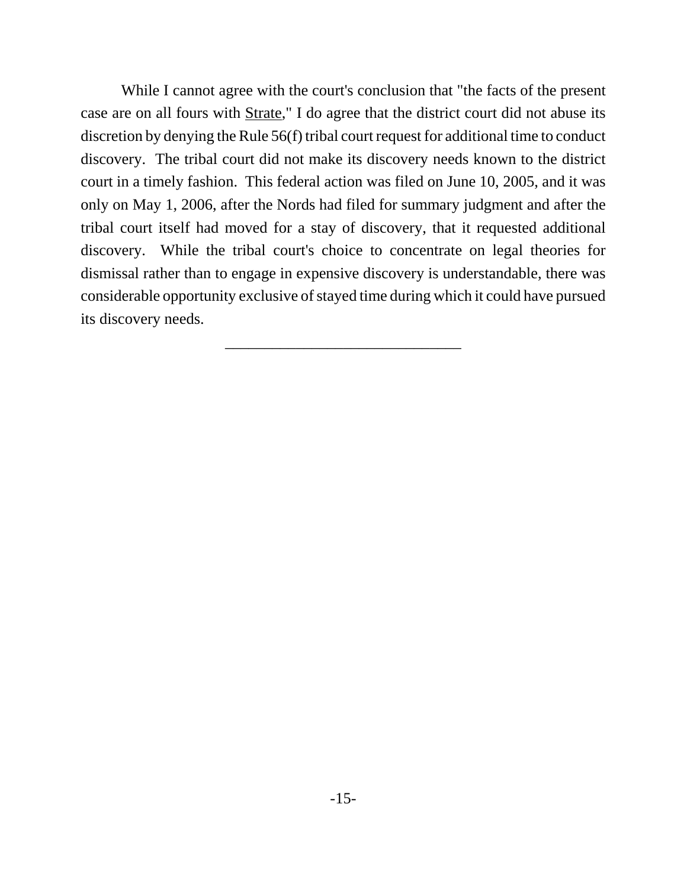While I cannot agree with the court's conclusion that "the facts of the present case are on all fours with Strate," I do agree that the district court did not abuse its discretion by denying the Rule 56(f) tribal court request for additional time to conduct discovery. The tribal court did not make its discovery needs known to the district court in a timely fashion. This federal action was filed on June 10, 2005, and it was only on May 1, 2006, after the Nords had filed for summary judgment and after the tribal court itself had moved for a stay of discovery, that it requested additional discovery. While the tribal court's choice to concentrate on legal theories for dismissal rather than to engage in expensive discovery is understandable, there was considerable opportunity exclusive of stayed time during which it could have pursued its discovery needs.

______________________________